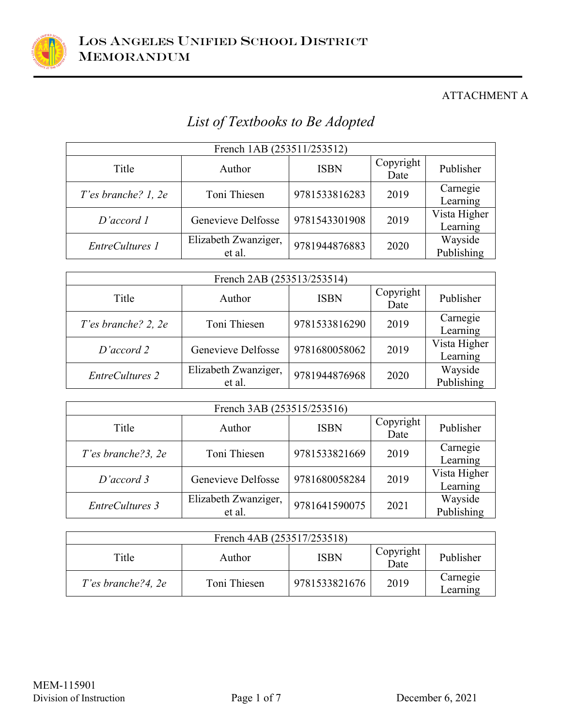# Los Angeles Unified School District Memorandum

ATTACHMENT A

## *List of Textbooks to Be Adopted*

| French 1AB (253511/253512) | | | | |
|---|---|---|---|---|
| Title | Author | ISBN | Copyright Date | Publisher |
| *T'es branche? 1, 2e* | Toni Thiesen | 9781533816283 | 2019 | Carnegie Learning |
| *D'accord 1* | Genevieve Delfosse | 9781543301908 | 2019 | Vista Higher Learning |
| *EntreCultures 1* | Elizabeth Zwanziger, et al. | 9781944876883 | 2020 | Wayside Publishing |

| French 2AB (253513/253514) | | | | |
|---|---|---|---|---|
| Title | Author | ISBN | Copyright Date | Publisher |
| *T'es branche? 2, 2e* | Toni Thiesen | 9781533816290 | 2019 | Carnegie Learning |
| *D'accord 2* | Genevieve Delfosse | 9781680058062 | 2019 | Vista Higher Learning |
| *EntreCultures 2* | Elizabeth Zwanziger, et al. | 9781944876968 | 2020 | Wayside Publishing |

| French 3AB (253515/253516) | | | | |
|---|---|---|---|---|
| Title | Author | ISBN | Copyright Date | Publisher |
| *T'es branche?3, 2e* | Toni Thiesen | 9781533821669 | 2019 | Carnegie Learning |
| *D'accord 3* | Genevieve Delfosse | 9781680058284 | 2019 | Vista Higher Learning |
| *EntreCultures 3* | Elizabeth Zwanziger, et al. | 9781641590075 | 2021 | Wayside Publishing |

| French 4AB (253517/253518) | | | | |
|---|---|---|---|---|
| Title | Author | ISBN | Copyright Date | Publisher |
| *T'es branche?4, 2e* | Toni Thiesen | 9781533821676 | 2019 | Carnegie Learning |

MEM-115901
Division of Instruction

December 6, 2021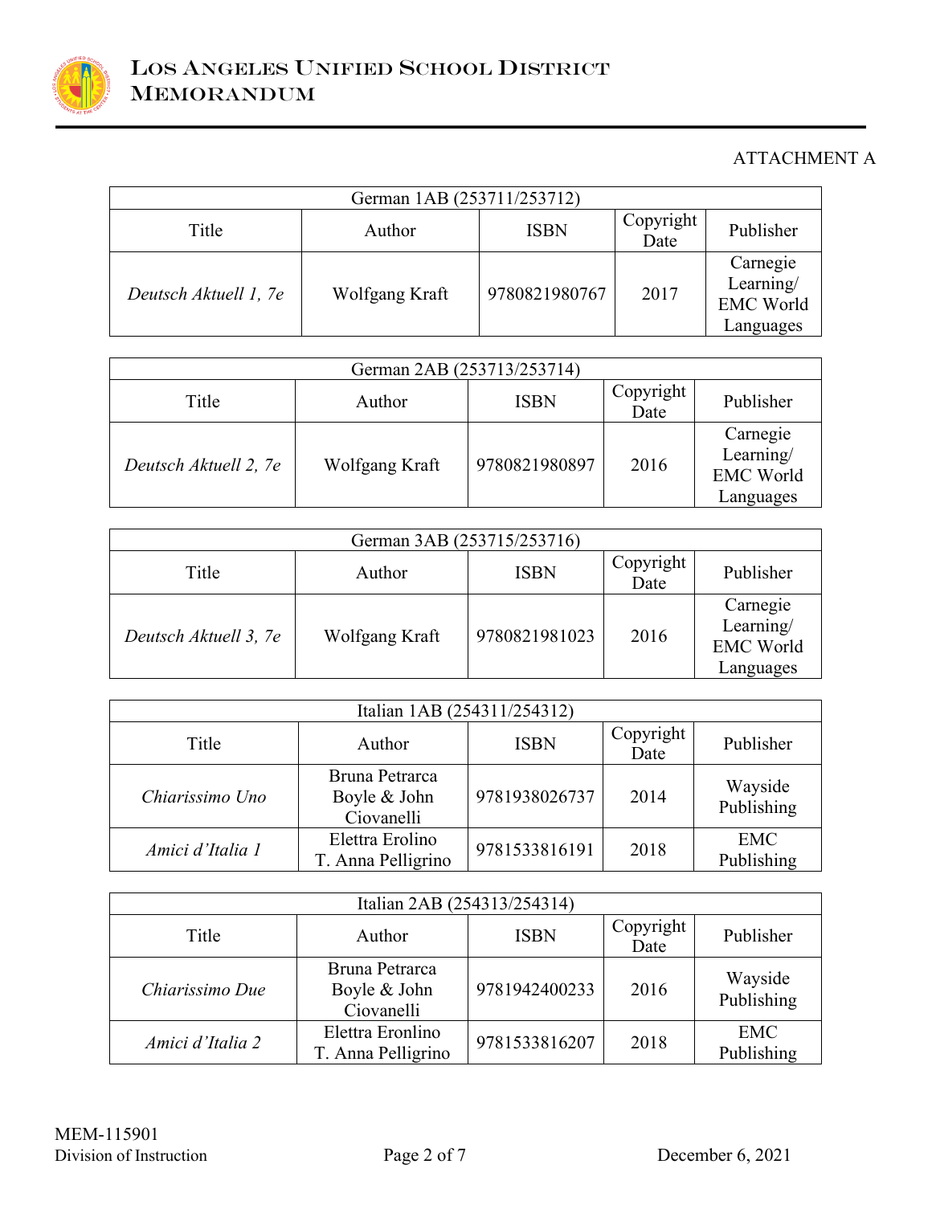ATTACHMENT A

| German 1AB (253711/253712) | | | | |
|---|---|---|---|---|
| Title | Author | ISBN | Copyright Date | Publisher |
| *Deutsch Aktuell 1, 7e* | Wolfgang Kraft | 9780821980767 | 2017 | Carnegie Learning/ EMC World Languages |

| German 2AB (253713/253714) | | | | |
|---|---|---|---|---|
| Title | Author | ISBN | Copyright Date | Publisher |
| *Deutsch Aktuell 2, 7e* | Wolfgang Kraft | 9780821980897 | 2016 | Carnegie Learning/ EMC World Languages |

| German 3AB (253715/253716) | | | | |
|---|---|---|---|---|
| Title | Author | ISBN | Copyright Date | Publisher |
| *Deutsch Aktuell 3, 7e* | Wolfgang Kraft | 9780821981023 | 2016 | Carnegie Learning/ EMC World Languages |

| Italian 1AB (254311/254312) | | | | |
|---|---|---|---|---|
| Title | Author | ISBN | Copyright Date | Publisher |
| *Chiarissimo Uno* | Bruna Petrarca Boyle & John Ciovanelli | 9781938026737 | 2014 | Wayside Publishing |
| *Amici d'Italia 1* | Elettra Erolino T. Anna Pelligrino | 9781533816191 | 2018 | EMC Publishing |

| Italian 2AB (254313/254314) | | | | |
|---|---|---|---|---|
| Title | Author | ISBN | Copyright Date | Publisher |
| *Chiarissimo Due* | Bruna Petrarca Boyle & John Ciovanelli | 9781942400233 | 2016 | Wayside Publishing |
| *Amici d'Italia 2* | Elettra Eronlino T. Anna Pelligrino | 9781533816207 | 2018 | EMC Publishing |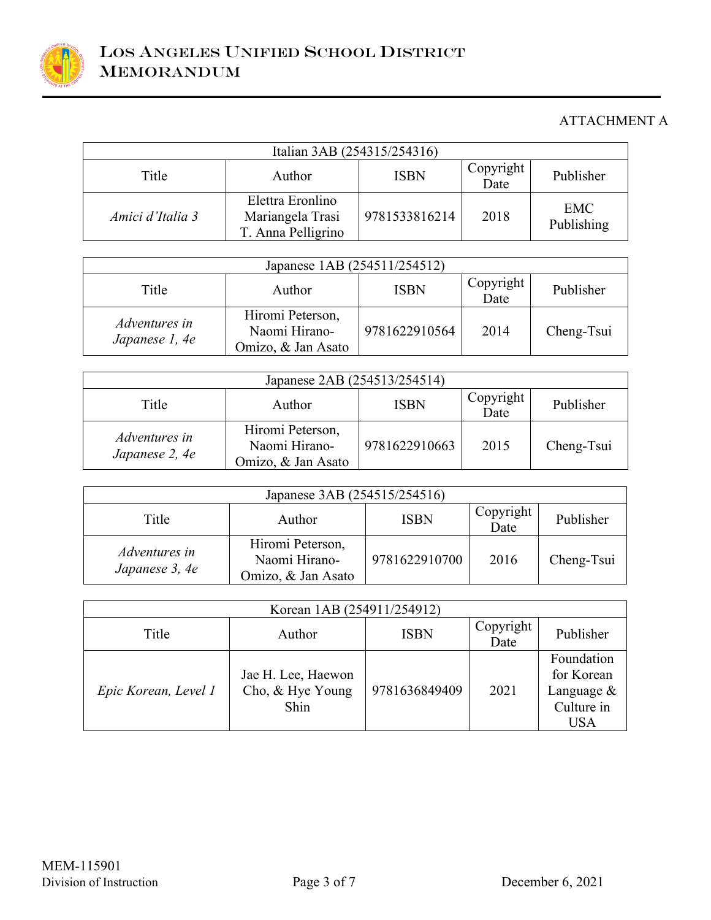ATTACHMENT A

| Italian 3AB (254315/254316) | | | | |
|---|---|---|---|---|
| Title | Author | ISBN | Copyright Date | Publisher |
| *Amici d'Italia 3* | Elettra Eronlino<br>Mariangela Trasi<br>T. Anna Pelligrino | 9781533816214 | 2018 | EMC Publishing |

| Japanese 1AB (254511/254512) | | | | |
|---|---|---|---|---|
| Title | Author | ISBN | Copyright Date | Publisher |
| *Adventures in Japanese 1, 4e* | Hiromi Peterson, Naomi Hirano-Omizo, & Jan Asato | 9781622910564 | 2014 | Cheng-Tsui |

| Japanese 2AB (254513/254514) | | | | |
|---|---|---|---|---|
| Title | Author | ISBN | Copyright Date | Publisher |
| *Adventures in Japanese 2, 4e* | Hiromi Peterson, Naomi Hirano-Omizo, & Jan Asato | 9781622910663 | 2015 | Cheng-Tsui |

| Japanese 3AB (254515/254516) | | | | |
|---|---|---|---|---|
| Title | Author | ISBN | Copyright Date | Publisher |
| *Adventures in Japanese 3, 4e* | Hiromi Peterson, Naomi Hirano-Omizo, & Jan Asato | 9781622910700 | 2016 | Cheng-Tsui |

| Korean 1AB (254911/254912) | | | | |
|---|---|---|---|---|
| Title | Author | ISBN | Copyright Date | Publisher |
| *Epic Korean, Level 1* | Jae H. Lee, Haewon Cho, & Hye Young Shin | 9781636849409 | 2021 | Foundation for Korean Language & Culture in USA |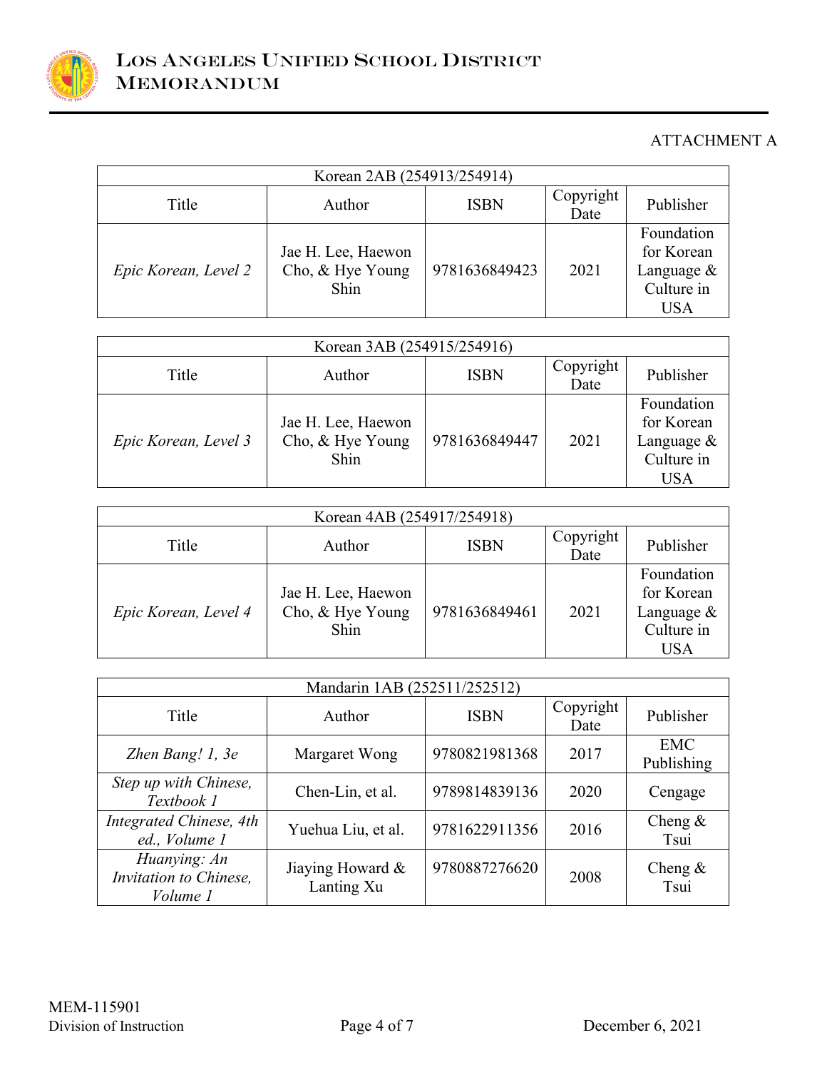ATTACHMENT A

| Korean 2AB (254913/254914) | | | | |
|---|---|---|---|---|
| Title | Author | ISBN | Copyright Date | Publisher |
| *Epic Korean, Level 2* | Jae H. Lee, Haewon Cho, & Hye Young Shin | 9781636849423 | 2021 | Foundation for Korean Language & Culture in USA |

| Korean 3AB (254915/254916) | | | | |
|---|---|---|---|---|
| Title | Author | ISBN | Copyright Date | Publisher |
| *Epic Korean, Level 3* | Jae H. Lee, Haewon Cho, & Hye Young Shin | 9781636849447 | 2021 | Foundation for Korean Language & Culture in USA |

| Korean 4AB (254917/254918) | | | | |
|---|---|---|---|---|
| Title | Author | ISBN | Copyright Date | Publisher |
| *Epic Korean, Level 4* | Jae H. Lee, Haewon Cho, & Hye Young Shin | 9781636849461 | 2021 | Foundation for Korean Language & Culture in USA |

| Mandarin 1AB (252511/252512) | | | | |
|---|---|---|---|---|
| Title | Author | ISBN | Copyright Date | Publisher |
| *Zhen Bang! 1, 3e* | Margaret Wong | 9780821981368 | 2017 | EMC Publishing |
| *Step up with Chinese, Textbook 1* | Chen-Lin, et al. | 9789814839136 | 2020 | Cengage |
| *Integrated Chinese, 4th ed., Volume 1* | Yuehua Liu, et al. | 9781622911356 | 2016 | Cheng & Tsui |
| *Huanying: An Invitation to Chinese, Volume 1* | Jiaying Howard & Lanting Xu | 9780887276620 | 2008 | Cheng & Tsui |

MEM-115901
Division of Instruction

December 6, 2021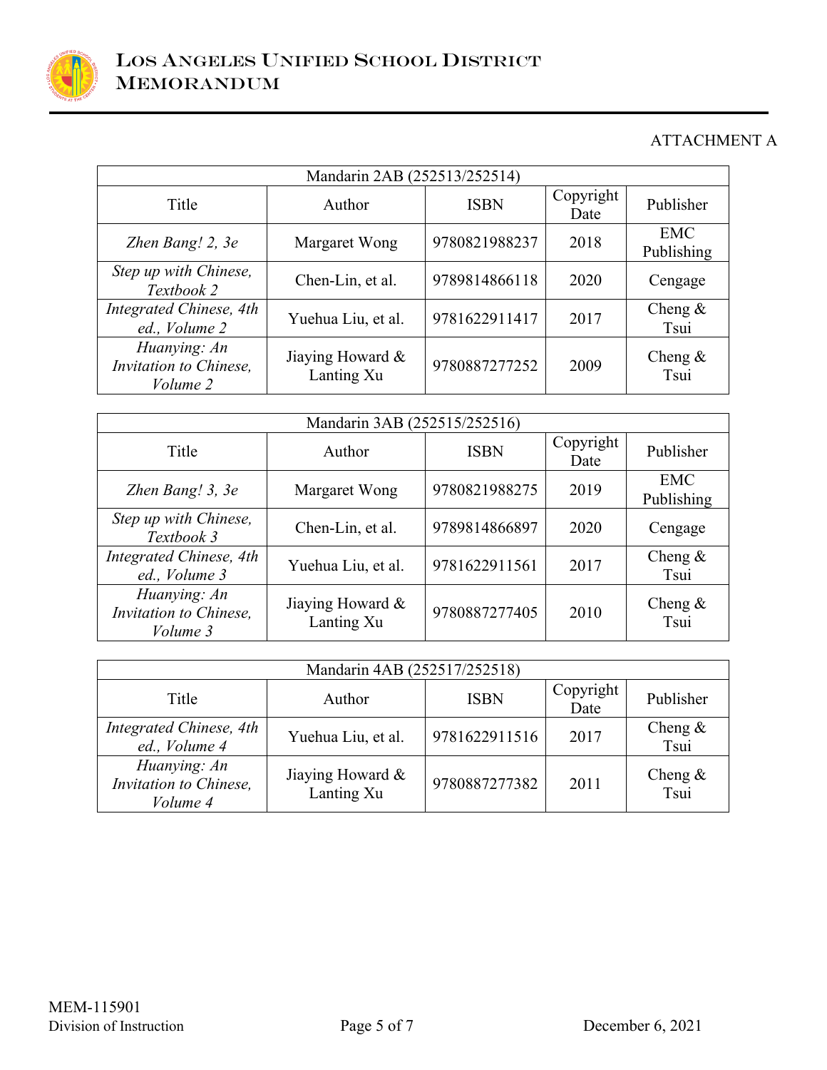ATTACHMENT A

| Mandarin 2AB (252513/252514) | | | | |
|---|---|---|---|---|
| Title | Author | ISBN | Copyright Date | Publisher |
| *Zhen Bang! 2, 3e* | Margaret Wong | 9780821988237 | 2018 | EMC Publishing |
| *Step up with Chinese, Textbook 2* | Chen-Lin, et al. | 9789814866118 | 2020 | Cengage |
| *Integrated Chinese, 4th ed., Volume 2* | Yuehua Liu, et al. | 9781622911417 | 2017 | Cheng & Tsui |
| *Huanying: An Invitation to Chinese, Volume 2* | Jiaying Howard & Lanting Xu | 9780887277252 | 2009 | Cheng & Tsui |

| Mandarin 3AB (252515/252516) | | | | |
|---|---|---|---|---|
| Title | Author | ISBN | Copyright Date | Publisher |
| *Zhen Bang! 3, 3e* | Margaret Wong | 9780821988275 | 2019 | EMC Publishing |
| *Step up with Chinese, Textbook 3* | Chen-Lin, et al. | 9789814866897 | 2020 | Cengage |
| *Integrated Chinese, 4th ed., Volume 3* | Yuehua Liu, et al. | 9781622911561 | 2017 | Cheng & Tsui |
| *Huanying: An Invitation to Chinese, Volume 3* | Jiaying Howard & Lanting Xu | 9780887277405 | 2010 | Cheng & Tsui |

| Mandarin 4AB (252517/252518) | | | | |
|---|---|---|---|---|
| Title | Author | ISBN | Copyright Date | Publisher |
| *Integrated Chinese, 4th ed., Volume 4* | Yuehua Liu, et al. | 9781622911516 | 2017 | Cheng & Tsui |
| *Huanying: An Invitation to Chinese, Volume 4* | Jiaying Howard & Lanting Xu | 9780887277382 | 2011 | Cheng & Tsui |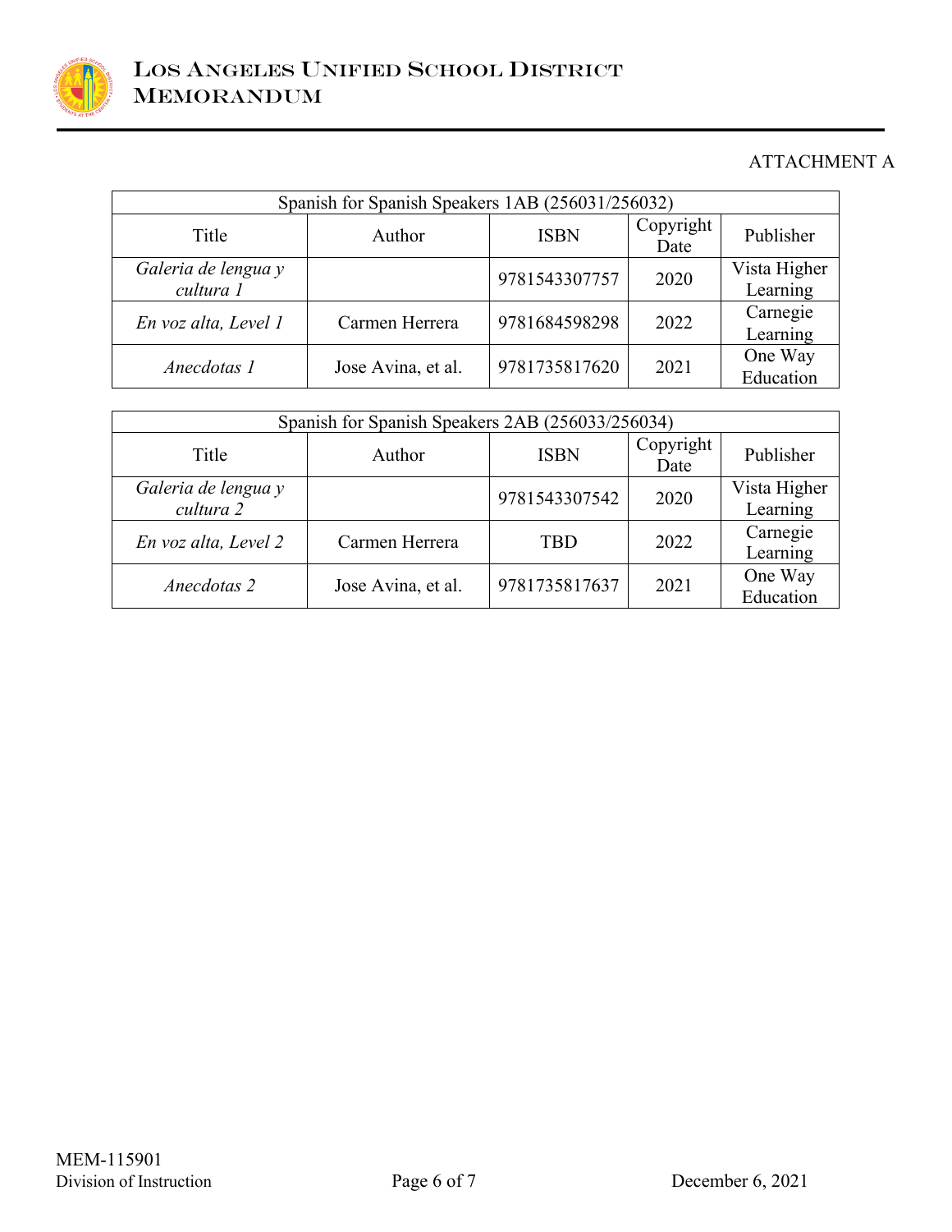ATTACHMENT A

| Spanish for Spanish Speakers 1AB (256031/256032) | | | | |
|---|---|---|---|---|
| Title | Author | ISBN | Copyright Date | Publisher |
| *Galeria de lengua y cultura 1* | | 9781543307757 | 2020 | Vista Higher Learning |
| *En voz alta, Level 1* | Carmen Herrera | 9781684598298 | 2022 | Carnegie Learning |
| *Anecdotas 1* | Jose Avina, et al. | 9781735817620 | 2021 | One Way Education |

| Spanish for Spanish Speakers 2AB (256033/256034) | | | | |
|---|---|---|---|---|
| Title | Author | ISBN | Copyright Date | Publisher |
| *Galeria de lengua y cultura 2* | | 9781543307542 | 2020 | Vista Higher Learning |
| *En voz alta, Level 2* | Carmen Herrera | TBD | 2022 | Carnegie Learning |
| *Anecdotas 2* | Jose Avina, et al. | 9781735817637 | 2021 | One Way Education |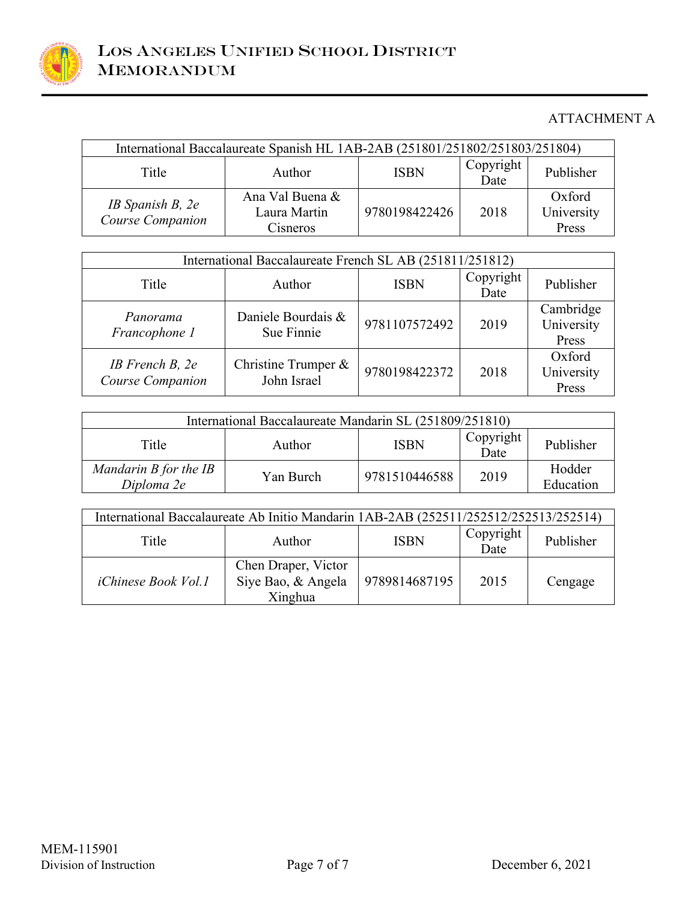ATTACHMENT A

| International Baccalaureate Spanish HL 1AB-2AB (251801/251802/251803/251804) | | | | |
|---|---|---|---|---|
| Title | Author | ISBN | Copyright Date | Publisher |
| *IB Spanish B, 2e Course Companion* | Ana Val Buena & Laura Martin Cisneros | 9780198422426 | 2018 | Oxford University Press |

| International Baccalaureate French SL AB (251811/251812) | | | | |
|---|---|---|---|---|
| Title | Author | ISBN | Copyright Date | Publisher |
| *Panorama Francophone 1* | Daniele Bourdais & Sue Finnie | 9781107572492 | 2019 | Cambridge University Press |
| *IB French B, 2e Course Companion* | Christine Trumper & John Israel | 9780198422372 | 2018 | Oxford University Press |

| International Baccalaureate Mandarin SL (251809/251810) | | | | |
|---|---|---|---|---|
| Title | Author | ISBN | Copyright Date | Publisher |
| *Mandarin B for the IB Diploma 2e* | Yan Burch | 9781510446588 | 2019 | Hodder Education |

| International Baccalaureate Ab Initio Mandarin 1AB-2AB (252511/252512/252513/252514) | | | | |
|---|---|---|---|---|
| Title | Author | ISBN | Copyright Date | Publisher |
| *iChinese Book Vol.1* | Chen Draper, Victor Siye Bao, & Angela Xinghua | 9789814687195 | 2015 | Cengage |